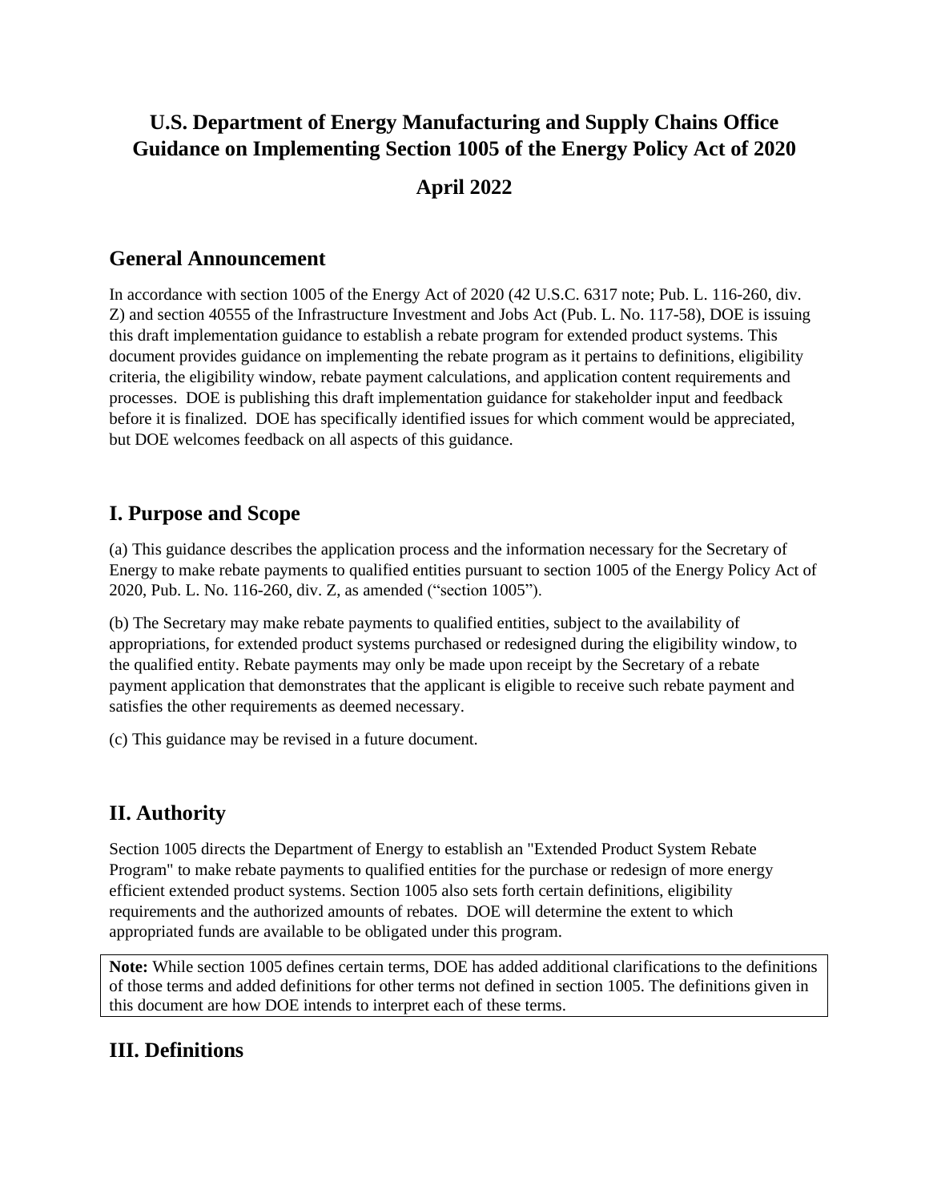# U.S. Department of Energy Manufacturing and Supply Chains Office Guidance on Implementing Section 1005 of the Energy Policy Act of 2020

## April 2022

## General Announcement

In accordance with section 1005 of the Energy Act of 2020 (42 U.S.C. 6317 note; Pub. L. 116-260, div. Z) and section 40555 of the Infrastructure Investment and Jobs Act (Pub. L. No. 117-58), DOE is issuing this draft implementation guidance to establish a rebate program for extended product systems. This document provides guidance on implementing the rebate program as it pertains to definitions, eligibility criteria, the eligibility window, rebate payment calculations, and application content requirements and processes. DOE is publishing this draft implementation guidance for stakeholder input and feedback before it is finalized. DOE has specifically identified issues for which comment would be appreciated, but DOE welcomes feedback on all aspects of this guidance.

## I. Purpose and Scope

(a) This guidance describes the application process and the information necessary for the Secretary of Energy to make rebate payments to qualified entities pursuant to section 1005 of the Energy Policy Act of 2020, Pub. L. No. 116-260, div. Z, as amended ("section 1005").

(b) The Secretary may make rebate payments to qualified entities, subject to the availability of appropriations, for extended product systems purchased or redesigned during the eligibility window, to the qualified entity. Rebate payments may only be made upon receipt by the Secretary of a rebate payment application that demonstrates that the applicant is eligible to receive such rebate payment and satisfies the other requirements as deemed necessary.

(c) This guidance may be revised in a future document.

## II. Authority

Section 1005 directs the Department of Energy to establish an "Extended Product System Rebate Program" to make rebate payments to qualified entities for the purchase or redesign of more energy efficient extended product systems. Section 1005 also sets forth certain definitions, eligibility requirements and the authorized amounts of rebates. DOE will determine the extent to which appropriated funds are available to be obligated under this program.

**Note:** While section 1005 defines certain terms, DOE has added additional clarifications to the definitions of those terms and added definitions for other terms not defined in section 1005. The definitions given in this document are how DOE intends to interpret each of these terms.

## III. Definitions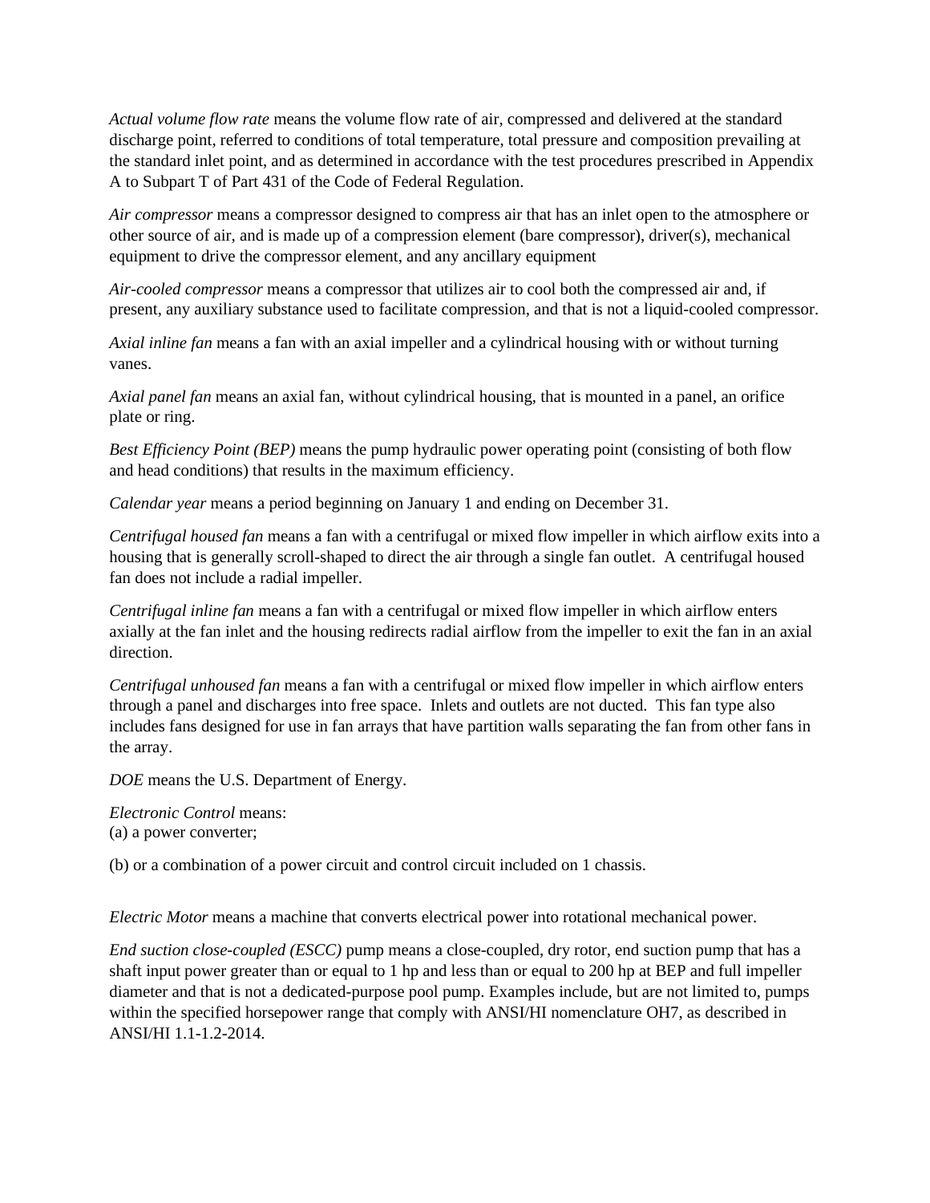*Actual volume flow rate* means the volume flow rate of air, compressed and delivered at the standard discharge point, referred to conditions of total temperature, total pressure and composition prevailing at the standard inlet point, and as determined in accordance with the test procedures prescribed in Appendix A to Subpart T of Part 431 of the Code of Federal Regulation.

*Air compressor* means a compressor designed to compress air that has an inlet open to the atmosphere or other source of air, and is made up of a compression element (bare compressor), driver(s), mechanical equipment to drive the compressor element, and any ancillary equipment

*Air-cooled compressor* means a compressor that utilizes air to cool both the compressed air and, if present, any auxiliary substance used to facilitate compression, and that is not a liquid-cooled compressor.

*Axial inline fan* means a fan with an axial impeller and a cylindrical housing with or without turning vanes.

*Axial panel fan* means an axial fan, without cylindrical housing, that is mounted in a panel, an orifice plate or ring.

*Best Efficiency Point (BEP)* means the pump hydraulic power operating point (consisting of both flow and head conditions) that results in the maximum efficiency.

*Calendar year* means a period beginning on January 1 and ending on December 31.

*Centrifugal housed fan* means a fan with a centrifugal or mixed flow impeller in which airflow exits into a housing that is generally scroll-shaped to direct the air through a single fan outlet. A centrifugal housed fan does not include a radial impeller.

*Centrifugal inline fan* means a fan with a centrifugal or mixed flow impeller in which airflow enters axially at the fan inlet and the housing redirects radial airflow from the impeller to exit the fan in an axial direction.

*Centrifugal unhoused fan* means a fan with a centrifugal or mixed flow impeller in which airflow enters through a panel and discharges into free space. Inlets and outlets are not ducted. This fan type also includes fans designed for use in fan arrays that have partition walls separating the fan from other fans in the array.

*DOE* means the U.S. Department of Energy.

*Electronic Control* means:
(a) a power converter;

(b) or a combination of a power circuit and control circuit included on 1 chassis.

*Electric Motor* means a machine that converts electrical power into rotational mechanical power.

*End suction close-coupled (ESCC)* pump means a close-coupled, dry rotor, end suction pump that has a shaft input power greater than or equal to 1 hp and less than or equal to 200 hp at BEP and full impeller diameter and that is not a dedicated-purpose pool pump. Examples include, but are not limited to, pumps within the specified horsepower range that comply with ANSI/HI nomenclature OH7, as described in ANSI/HI 1.1-1.2-2014.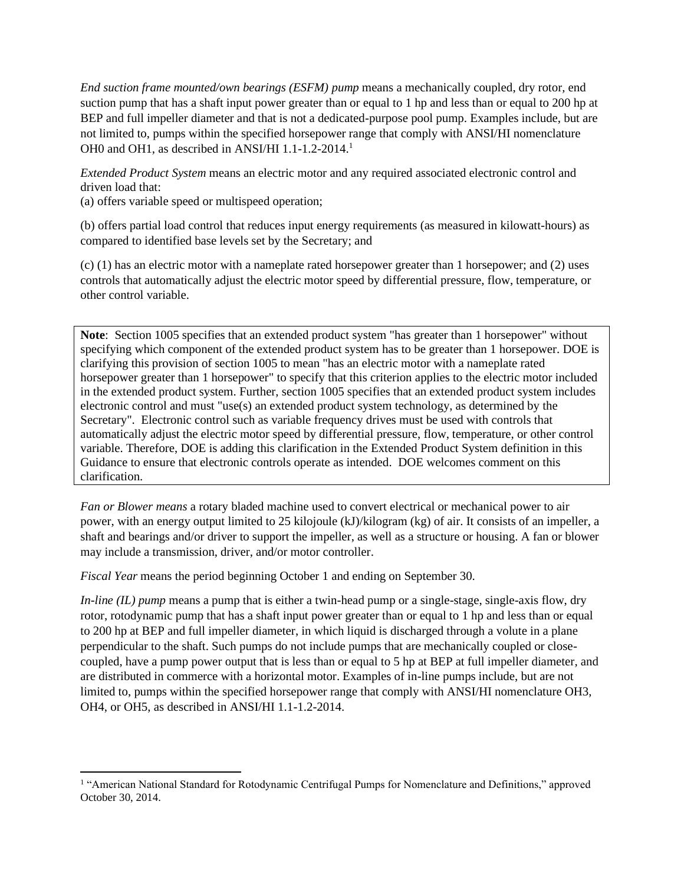*End suction frame mounted/own bearings (ESFM) pump* means a mechanically coupled, dry rotor, end suction pump that has a shaft input power greater than or equal to 1 hp and less than or equal to 200 hp at BEP and full impeller diameter and that is not a dedicated-purpose pool pump. Examples include, but are not limited to, pumps within the specified horsepower range that comply with ANSI/HI nomenclature OH0 and OH1, as described in ANSI/HI 1.1-1.2-2014.[1]

*Extended Product System* means an electric motor and any required associated electronic control and driven load that:

(a) offers variable speed or multispeed operation;

(b) offers partial load control that reduces input energy requirements (as measured in kilowatt-hours) as compared to identified base levels set by the Secretary; and

(c) (1) has an electric motor with a nameplate rated horsepower greater than 1 horsepower; and (2) uses controls that automatically adjust the electric motor speed by differential pressure, flow, temperature, or other control variable.

> **Note**: Section 1005 specifies that an extended product system "has greater than 1 horsepower" without specifying which component of the extended product system has to be greater than 1 horsepower. DOE is clarifying this provision of section 1005 to mean "has an electric motor with a nameplate rated horsepower greater than 1 horsepower" to specify that this criterion applies to the electric motor included in the extended product system. Further, section 1005 specifies that an extended product system includes electronic control and must "use(s) an extended product system technology, as determined by the Secretary". Electronic control such as variable frequency drives must be used with controls that automatically adjust the electric motor speed by differential pressure, flow, temperature, or other control variable. Therefore, DOE is adding this clarification in the Extended Product System definition in this Guidance to ensure that electronic controls operate as intended. DOE welcomes comment on this clarification.

*Fan or Blower means* a rotary bladed machine used to convert electrical or mechanical power to air power, with an energy output limited to 25 kilojoule (kJ)/kilogram (kg) of air. It consists of an impeller, a shaft and bearings and/or driver to support the impeller, as well as a structure or housing. A fan or blower may include a transmission, driver, and/or motor controller.

*Fiscal Year* means the period beginning October 1 and ending on September 30.

*In-line (IL) pump* means a pump that is either a twin-head pump or a single-stage, single-axis flow, dry rotor, rotodynamic pump that has a shaft input power greater than or equal to 1 hp and less than or equal to 200 hp at BEP and full impeller diameter, in which liquid is discharged through a volute in a plane perpendicular to the shaft. Such pumps do not include pumps that are mechanically coupled or close-coupled, have a pump power output that is less than or equal to 5 hp at BEP at full impeller diameter, and are distributed in commerce with a horizontal motor. Examples of in-line pumps include, but are not limited to, pumps within the specified horsepower range that comply with ANSI/HI nomenclature OH3, OH4, or OH5, as described in ANSI/HI 1.1-1.2-2014.

---

[1] "American National Standard for Rotodynamic Centrifugal Pumps for Nomenclature and Definitions," approved October 30, 2014.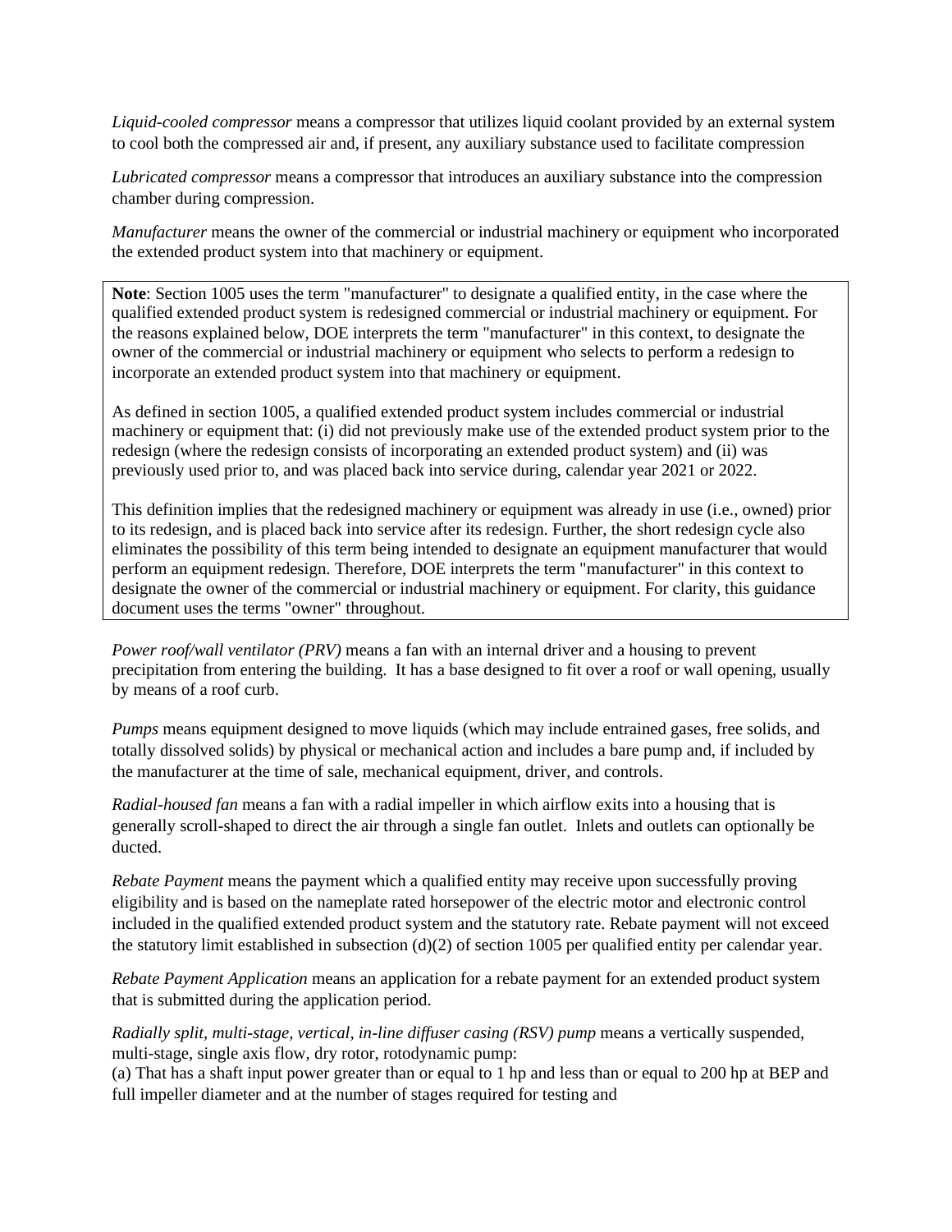*Liquid-cooled compressor* means a compressor that utilizes liquid coolant provided by an external system to cool both the compressed air and, if present, any auxiliary substance used to facilitate compression

*Lubricated compressor* means a compressor that introduces an auxiliary substance into the compression chamber during compression.

*Manufacturer* means the owner of the commercial or industrial machinery or equipment who incorporated the extended product system into that machinery or equipment.

> **Note**: Section 1005 uses the term "manufacturer" to designate a qualified entity, in the case where the qualified extended product system is redesigned commercial or industrial machinery or equipment. For the reasons explained below, DOE interprets the term "manufacturer" in this context, to designate the owner of the commercial or industrial machinery or equipment who selects to perform a redesign to incorporate an extended product system into that machinery or equipment.
>
> As defined in section 1005, a qualified extended product system includes commercial or industrial machinery or equipment that: (i) did not previously make use of the extended product system prior to the redesign (where the redesign consists of incorporating an extended product system) and (ii) was previously used prior to, and was placed back into service during, calendar year 2021 or 2022.
>
> This definition implies that the redesigned machinery or equipment was already in use (i.e., owned) prior to its redesign, and is placed back into service after its redesign. Further, the short redesign cycle also eliminates the possibility of this term being intended to designate an equipment manufacturer that would perform an equipment redesign. Therefore, DOE interprets the term "manufacturer" in this context to designate the owner of the commercial or industrial machinery or equipment. For clarity, this guidance document uses the terms "owner" throughout.

*Power roof/wall ventilator (PRV)* means a fan with an internal driver and a housing to prevent precipitation from entering the building. It has a base designed to fit over a roof or wall opening, usually by means of a roof curb.

*Pumps* means equipment designed to move liquids (which may include entrained gases, free solids, and totally dissolved solids) by physical or mechanical action and includes a bare pump and, if included by the manufacturer at the time of sale, mechanical equipment, driver, and controls.

*Radial-housed fan* means a fan with a radial impeller in which airflow exits into a housing that is generally scroll-shaped to direct the air through a single fan outlet. Inlets and outlets can optionally be ducted.

*Rebate Payment* means the payment which a qualified entity may receive upon successfully proving eligibility and is based on the nameplate rated horsepower of the electric motor and electronic control included in the qualified extended product system and the statutory rate. Rebate payment will not exceed the statutory limit established in subsection (d)(2) of section 1005 per qualified entity per calendar year.

*Rebate Payment Application* means an application for a rebate payment for an extended product system that is submitted during the application period.

*Radially split, multi-stage, vertical, in-line diffuser casing (RSV) pump* means a vertically suspended, multi-stage, single axis flow, dry rotor, rotodynamic pump:
(a) That has a shaft input power greater than or equal to 1 hp and less than or equal to 200 hp at BEP and full impeller diameter and at the number of stages required for testing and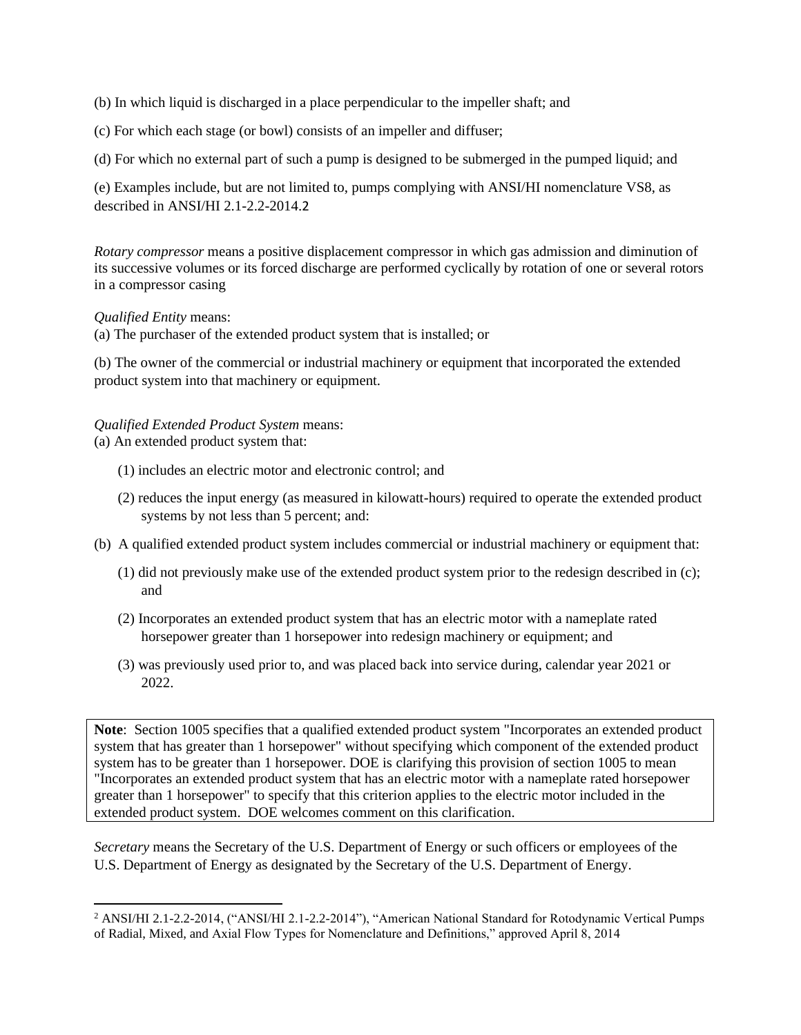(b) In which liquid is discharged in a place perpendicular to the impeller shaft; and

(c) For which each stage (or bowl) consists of an impeller and diffuser;

(d) For which no external part of such a pump is designed to be submerged in the pumped liquid; and

(e) Examples include, but are not limited to, pumps complying with ANSI/HI nomenclature VS8, as described in ANSI/HI 2.1-2.2-2014.[2]

*Rotary compressor* means a positive displacement compressor in which gas admission and diminution of its successive volumes or its forced discharge are performed cyclically by rotation of one or several rotors in a compressor casing

*Qualified Entity* means:
(a) The purchaser of the extended product system that is installed; or

(b) The owner of the commercial or industrial machinery or equipment that incorporated the extended product system into that machinery or equipment.

*Qualified Extended Product System* means:
(a) An extended product system that:

(1) includes an electric motor and electronic control; and

(2) reduces the input energy (as measured in kilowatt-hours) required to operate the extended product systems by not less than 5 percent; and:

(b) A qualified extended product system includes commercial or industrial machinery or equipment that:

(1) did not previously make use of the extended product system prior to the redesign described in (c); and

(2) Incorporates an extended product system that has an electric motor with a nameplate rated horsepower greater than 1 horsepower into redesign machinery or equipment; and

(3) was previously used prior to, and was placed back into service during, calendar year 2021 or 2022.

> **Note**: Section 1005 specifies that a qualified extended product system "Incorporates an extended product system that has greater than 1 horsepower" without specifying which component of the extended product system has to be greater than 1 horsepower. DOE is clarifying this provision of section 1005 to mean "Incorporates an extended product system that has an electric motor with a nameplate rated horsepower greater than 1 horsepower" to specify that this criterion applies to the electric motor included in the extended product system. DOE welcomes comment on this clarification.

*Secretary* means the Secretary of the U.S. Department of Energy or such officers or employees of the U.S. Department of Energy as designated by the Secretary of the U.S. Department of Energy.

---

[2] ANSI/HI 2.1-2.2-2014, ("ANSI/HI 2.1-2.2-2014"), "American National Standard for Rotodynamic Vertical Pumps of Radial, Mixed, and Axial Flow Types for Nomenclature and Definitions," approved April 8, 2014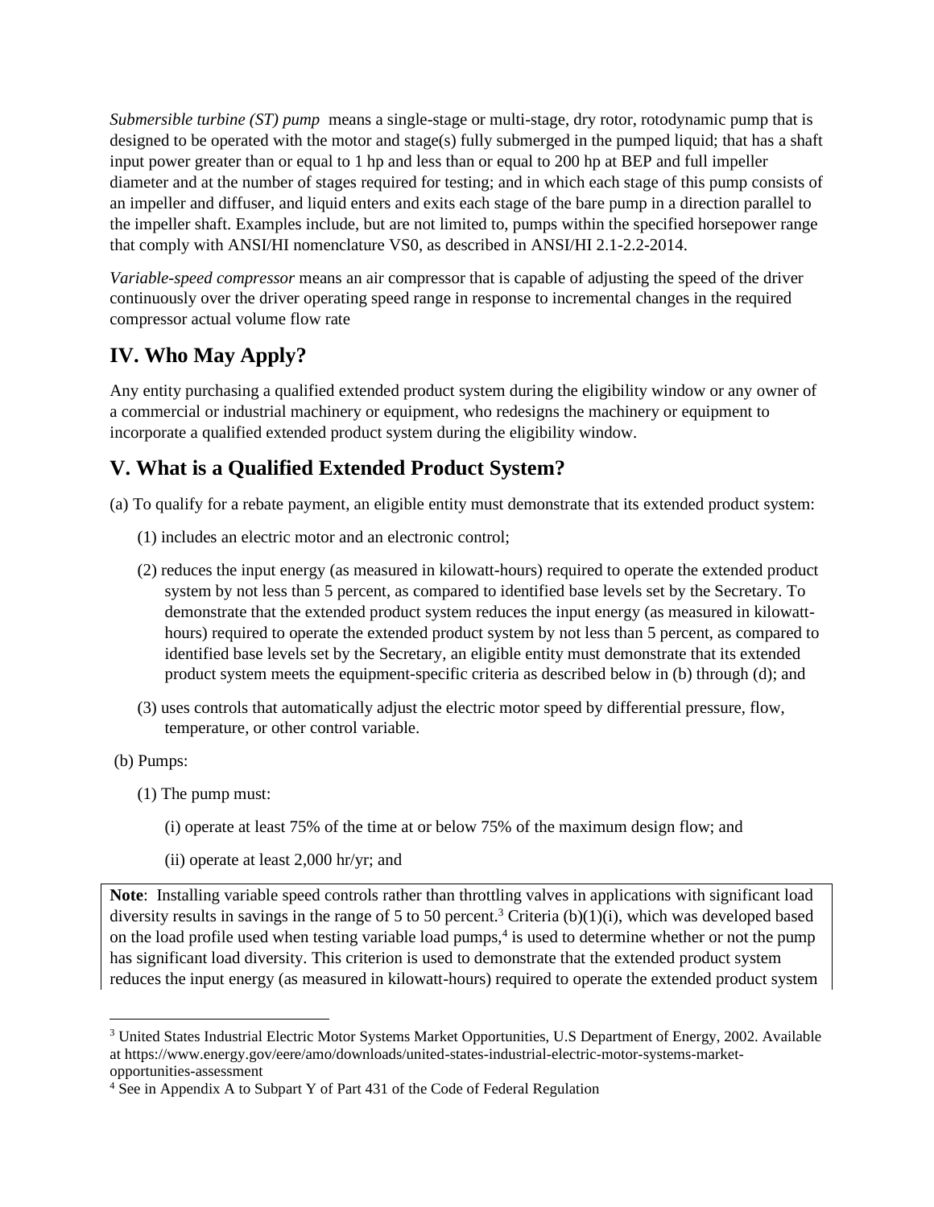*Submersible turbine (ST) pump* means a single-stage or multi-stage, dry rotor, rotodynamic pump that is designed to be operated with the motor and stage(s) fully submerged in the pumped liquid; that has a shaft input power greater than or equal to 1 hp and less than or equal to 200 hp at BEP and full impeller diameter and at the number of stages required for testing; and in which each stage of this pump consists of an impeller and diffuser, and liquid enters and exits each stage of the bare pump in a direction parallel to the impeller shaft. Examples include, but are not limited to, pumps within the specified horsepower range that comply with ANSI/HI nomenclature VS0, as described in ANSI/HI 2.1-2.2-2014.

*Variable-speed compressor* means an air compressor that is capable of adjusting the speed of the driver continuously over the driver operating speed range in response to incremental changes in the required compressor actual volume flow rate

## IV. Who May Apply?

Any entity purchasing a qualified extended product system during the eligibility window or any owner of a commercial or industrial machinery or equipment, who redesigns the machinery or equipment to incorporate a qualified extended product system during the eligibility window.

## V. What is a Qualified Extended Product System?

(a) To qualify for a rebate payment, an eligible entity must demonstrate that its extended product system:

(1) includes an electric motor and an electronic control;

(2) reduces the input energy (as measured in kilowatt-hours) required to operate the extended product system by not less than 5 percent, as compared to identified base levels set by the Secretary. To demonstrate that the extended product system reduces the input energy (as measured in kilowatt-hours) required to operate the extended product system by not less than 5 percent, as compared to identified base levels set by the Secretary, an eligible entity must demonstrate that its extended product system meets the equipment-specific criteria as described below in (b) through (d); and

(3) uses controls that automatically adjust the electric motor speed by differential pressure, flow, temperature, or other control variable.

(b) Pumps:

(1) The pump must:

(i) operate at least 75% of the time at or below 75% of the maximum design flow; and

(ii) operate at least 2,000 hr/yr; and

**Note**: Installing variable speed controls rather than throttling valves in applications with significant load diversity results in savings in the range of 5 to 50 percent.[3] Criteria (b)(1)(i), which was developed based on the load profile used when testing variable load pumps,[4] is used to determine whether or not the pump has significant load diversity. This criterion is used to demonstrate that the extended product system reduces the input energy (as measured in kilowatt-hours) required to operate the extended product system

---

[3] United States Industrial Electric Motor Systems Market Opportunities, U.S Department of Energy, 2002. Available at https://www.energy.gov/eere/amo/downloads/united-states-industrial-electric-motor-systems-market-opportunities-assessment

[4] See in Appendix A to Subpart Y of Part 431 of the Code of Federal Regulation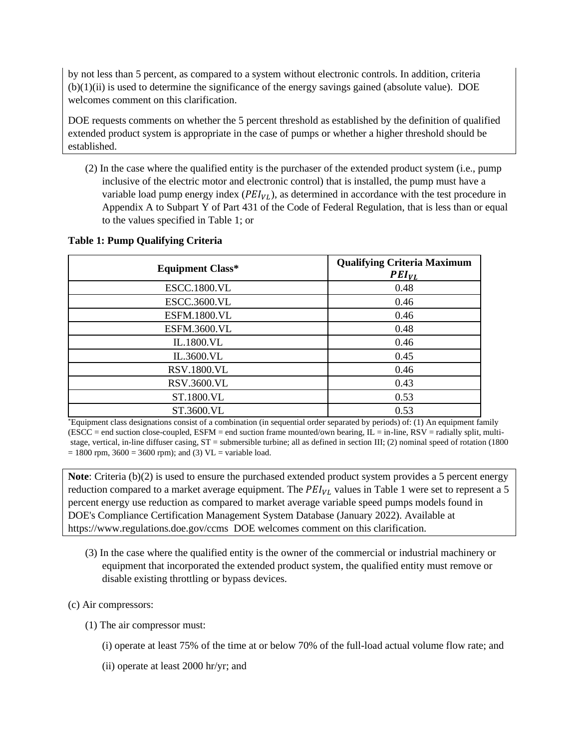by not less than 5 percent, as compared to a system without electronic controls. In addition, criteria (b)(1)(ii) is used to determine the significance of the energy savings gained (absolute value). DOE welcomes comment on this clarification.

DOE requests comments on whether the 5 percent threshold as established by the definition of qualified extended product system is appropriate in the case of pumps or whether a higher threshold should be established.

(2) In the case where the qualified entity is the purchaser of the extended product system (i.e., pump inclusive of the electric motor and electronic control) that is installed, the pump must have a variable load pump energy index ($PEI_{VL}$), as determined in accordance with the test procedure in Appendix A to Subpart Y of Part 431 of the Code of Federal Regulation, that is less than or equal to the values specified in Table 1; or

**Table 1: Pump Qualifying Criteria**

| Equipment Class* | Qualifying Criteria Maximum $PEI_{VL}$ |
|---|---|
| ESCC.1800.VL | 0.48 |
| ESCC.3600.VL | 0.46 |
| ESFM.1800.VL | 0.46 |
| ESFM.3600.VL | 0.48 |
| IL.1800.VL | 0.46 |
| IL.3600.VL | 0.45 |
| RSV.1800.VL | 0.46 |
| RSV.3600.VL | 0.43 |
| ST.1800.VL | 0.53 |
| ST.3600.VL | 0.53 |

*Equipment class designations consist of a combination (in sequential order separated by periods) of: (1) An equipment family (ESCC = end suction close-coupled, ESFM = end suction frame mounted/own bearing, IL = in-line, RSV = radially split, multi-stage, vertical, in-line diffuser casing, ST = submersible turbine; all as defined in section III; (2) nominal speed of rotation (1800 = 1800 rpm, 3600 = 3600 rpm); and (3) VL = variable load.

**Note**: Criteria (b)(2) is used to ensure the purchased extended product system provides a 5 percent energy reduction compared to a market average equipment. The $PEI_{VL}$ values in Table 1 were set to represent a 5 percent energy use reduction as compared to market average variable speed pumps models found in DOE's Compliance Certification Management System Database (January 2022). Available at https://www.regulations.doe.gov/ccms DOE welcomes comment on this clarification.

(3) In the case where the qualified entity is the owner of the commercial or industrial machinery or equipment that incorporated the extended product system, the qualified entity must remove or disable existing throttling or bypass devices.

(c) Air compressors:

(1) The air compressor must:

(i) operate at least 75% of the time at or below 70% of the full-load actual volume flow rate; and

(ii) operate at least 2000 hr/yr; and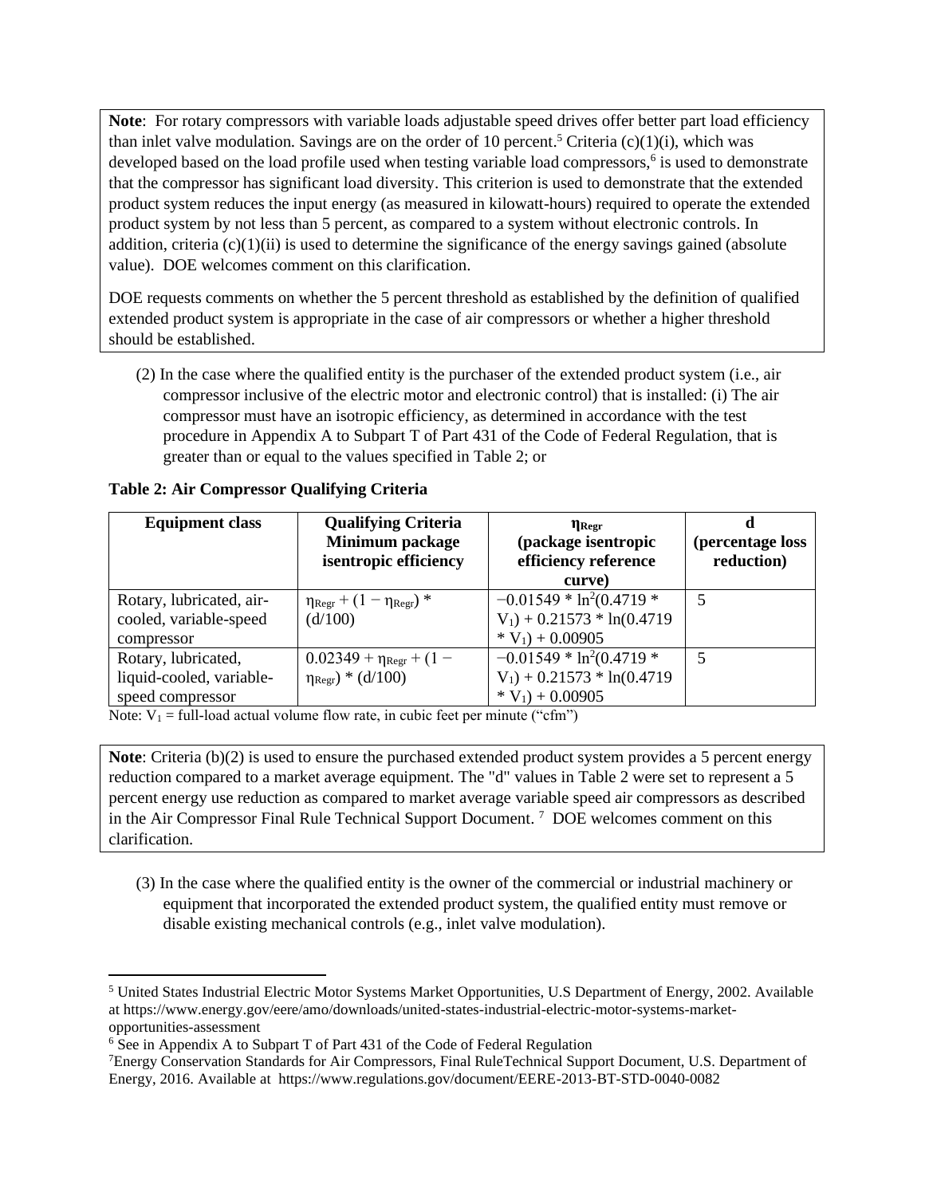**Note**: For rotary compressors with variable loads adjustable speed drives offer better part load efficiency than inlet valve modulation. Savings are on the order of 10 percent.[5] Criteria (c)(1)(i), which was developed based on the load profile used when testing variable load compressors,[6] is used to demonstrate that the compressor has significant load diversity. This criterion is used to demonstrate that the extended product system reduces the input energy (as measured in kilowatt-hours) required to operate the extended product system by not less than 5 percent, as compared to a system without electronic controls. In addition, criteria (c)(1)(ii) is used to determine the significance of the energy savings gained (absolute value). DOE welcomes comment on this clarification.

DOE requests comments on whether the 5 percent threshold as established by the definition of qualified extended product system is appropriate in the case of air compressors or whether a higher threshold should be established.

(2) In the case where the qualified entity is the purchaser of the extended product system (i.e., air compressor inclusive of the electric motor and electronic control) that is installed: (i) The air compressor must have an isotropic efficiency, as determined in accordance with the test procedure in Appendix A to Subpart T of Part 431 of the Code of Federal Regulation, that is greater than or equal to the values specified in Table 2; or

**Table 2: Air Compressor Qualifying Criteria**

| Equipment class | Qualifying Criteria Minimum package isentropic efficiency | $\eta_{Regr}$ (package isentropic efficiency reference curve) | d (percentage loss reduction) |
|---|---|---|---|
| Rotary, lubricated, air-cooled, variable-speed compressor | $\eta_{Regr} + (1 - \eta_{Regr}) * (d/100)$ | $-0.01549 * \ln^2(0.4719 * V_1) + 0.21573 * \ln(0.4719 * V_1) + 0.00905$ | 5 |
| Rotary, lubricated, liquid-cooled, variable-speed compressor | $0.02349 + \eta_{Regr} + (1 - \eta_{Regr}) * (d/100)$ | $-0.01549 * \ln^2(0.4719 * V_1) + 0.21573 * \ln(0.4719 * V_1) + 0.00905$ | 5 |

Note: $V_1$ = full-load actual volume flow rate, in cubic feet per minute ("cfm")

**Note**: Criteria (b)(2) is used to ensure the purchased extended product system provides a 5 percent energy reduction compared to a market average equipment. The "d" values in Table 2 were set to represent a 5 percent energy use reduction as compared to market average variable speed air compressors as described in the Air Compressor Final Rule Technical Support Document. [7] DOE welcomes comment on this clarification.

(3) In the case where the qualified entity is the owner of the commercial or industrial machinery or equipment that incorporated the extended product system, the qualified entity must remove or disable existing mechanical controls (e.g., inlet valve modulation).

[5] United States Industrial Electric Motor Systems Market Opportunities, U.S Department of Energy, 2002. Available at https://www.energy.gov/eere/amo/downloads/united-states-industrial-electric-motor-systems-market-opportunities-assessment

[6] See in Appendix A to Subpart T of Part 431 of the Code of Federal Regulation

[7] Energy Conservation Standards for Air Compressors, Final RuleTechnical Support Document, U.S. Department of Energy, 2016. Available at https://www.regulations.gov/document/EERE-2013-BT-STD-0040-0082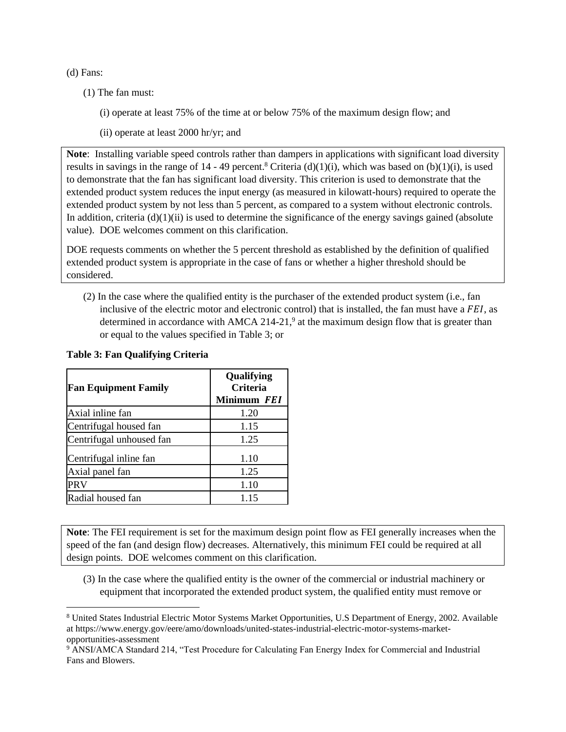(d) Fans:

(1) The fan must:

(i) operate at least 75% of the time at or below 75% of the maximum design flow; and

(ii) operate at least 2000 hr/yr; and

> **Note**: Installing variable speed controls rather than dampers in applications with significant load diversity results in savings in the range of 14 - 49 percent.[8] Criteria (d)(1)(i), which was based on (b)(1)(i), is used to demonstrate that the fan has significant load diversity. This criterion is used to demonstrate that the extended product system reduces the input energy (as measured in kilowatt-hours) required to operate the extended product system by not less than 5 percent, as compared to a system without electronic controls. In addition, criteria (d)(1)(ii) is used to determine the significance of the energy savings gained (absolute value). DOE welcomes comment on this clarification.
>
> DOE requests comments on whether the 5 percent threshold as established by the definition of qualified extended product system is appropriate in the case of fans or whether a higher threshold should be considered.

(2) In the case where the qualified entity is the purchaser of the extended product system (i.e., fan inclusive of the electric motor and electronic control) that is installed, the fan must have a $FEI$, as determined in accordance with AMCA 214-21,[9] at the maximum design flow that is greater than or equal to the values specified in Table 3; or

**Table 3: Fan Qualifying Criteria**

| Fan Equipment Family | Qualifying Criteria Minimum $FEI$ |
|---|---|
| Axial inline fan | 1.20 |
| Centrifugal housed fan | 1.15 |
| Centrifugal unhoused fan | 1.25 |
| Centrifugal inline fan | 1.10 |
| Axial panel fan | 1.25 |
| PRV | 1.10 |
| Radial housed fan | 1.15 |

> **Note**: The FEI requirement is set for the maximum design point flow as FEI generally increases when the speed of the fan (and design flow) decreases. Alternatively, this minimum FEI could be required at all design points. DOE welcomes comment on this clarification.

(3) In the case where the qualified entity is the owner of the commercial or industrial machinery or equipment that incorporated the extended product system, the qualified entity must remove or

---

[8] United States Industrial Electric Motor Systems Market Opportunities, U.S Department of Energy, 2002. Available at https://www.energy.gov/eere/amo/downloads/united-states-industrial-electric-motor-systems-market-opportunities-assessment

[9] ANSI/AMCA Standard 214, "Test Procedure for Calculating Fan Energy Index for Commercial and Industrial Fans and Blowers.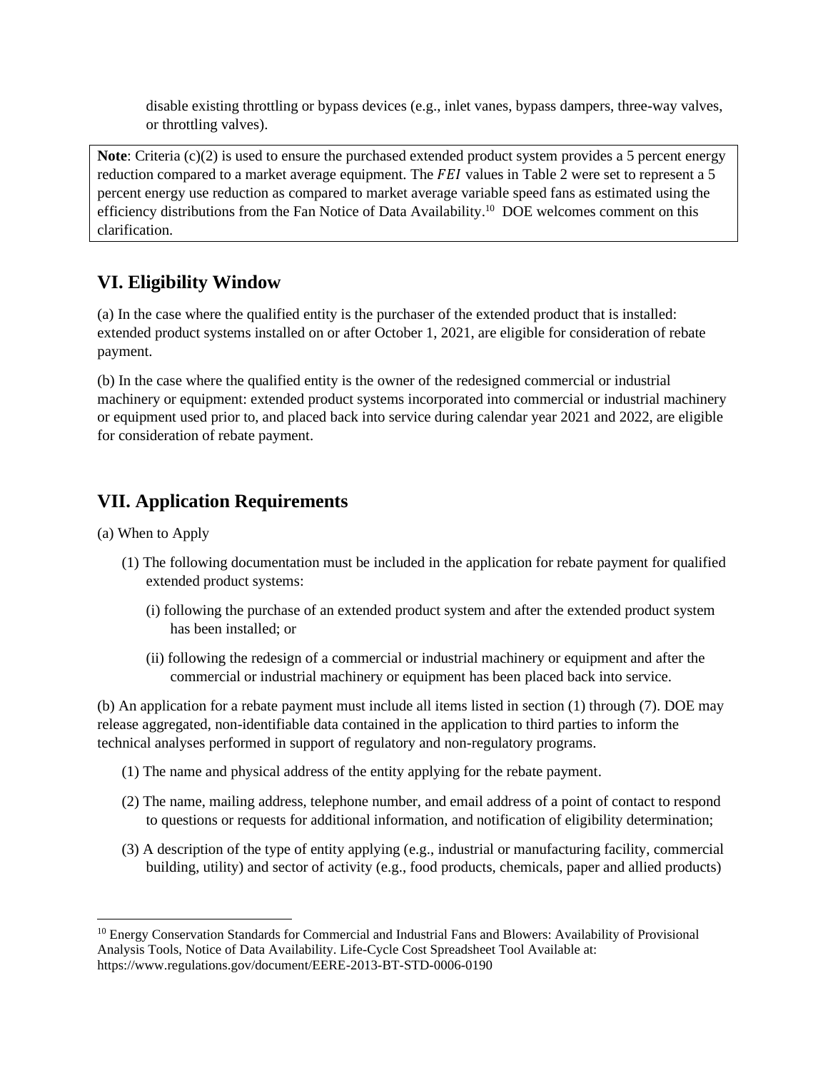disable existing throttling or bypass devices (e.g., inlet vanes, bypass dampers, three-way valves, or throttling valves).

**Note**: Criteria (c)(2) is used to ensure the purchased extended product system provides a 5 percent energy reduction compared to a market average equipment. The $FEI$ values in Table 2 were set to represent a 5 percent energy use reduction as compared to market average variable speed fans as estimated using the efficiency distributions from the Fan Notice of Data Availability.[10] DOE welcomes comment on this clarification.

## VI. Eligibility Window

(a) In the case where the qualified entity is the purchaser of the extended product that is installed: extended product systems installed on or after October 1, 2021, are eligible for consideration of rebate payment.

(b) In the case where the qualified entity is the owner of the redesigned commercial or industrial machinery or equipment: extended product systems incorporated into commercial or industrial machinery or equipment used prior to, and placed back into service during calendar year 2021 and 2022, are eligible for consideration of rebate payment.

## VII. Application Requirements

(a) When to Apply

(1) The following documentation must be included in the application for rebate payment for qualified extended product systems:

(i) following the purchase of an extended product system and after the extended product system has been installed; or

(ii) following the redesign of a commercial or industrial machinery or equipment and after the commercial or industrial machinery or equipment has been placed back into service.

(b) An application for a rebate payment must include all items listed in section (1) through (7). DOE may release aggregated, non-identifiable data contained in the application to third parties to inform the technical analyses performed in support of regulatory and non-regulatory programs.

(1) The name and physical address of the entity applying for the rebate payment.

(2) The name, mailing address, telephone number, and email address of a point of contact to respond to questions or requests for additional information, and notification of eligibility determination;

(3) A description of the type of entity applying (e.g., industrial or manufacturing facility, commercial building, utility) and sector of activity (e.g., food products, chemicals, paper and allied products)

[10] Energy Conservation Standards for Commercial and Industrial Fans and Blowers: Availability of Provisional Analysis Tools, Notice of Data Availability. Life-Cycle Cost Spreadsheet Tool Available at: https://www.regulations.gov/document/EERE-2013-BT-STD-0006-0190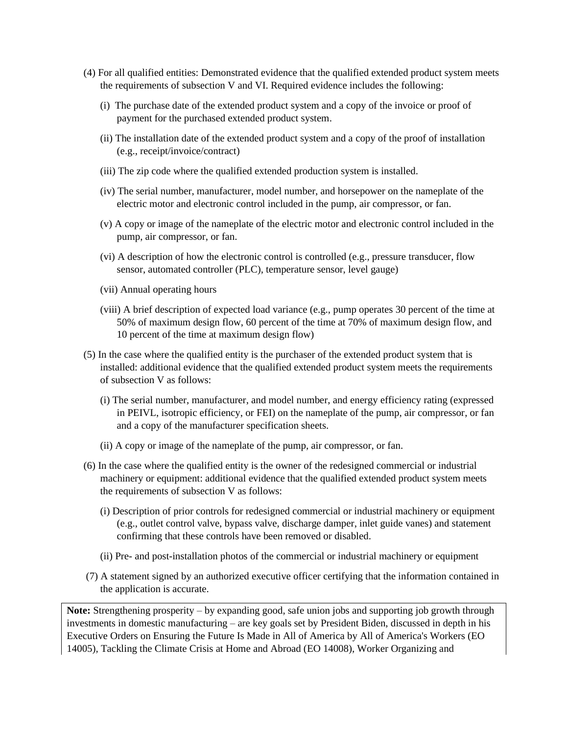(4) For all qualified entities: Demonstrated evidence that the qualified extended product system meets the requirements of subsection V and VI. Required evidence includes the following:

   (i) The purchase date of the extended product system and a copy of the invoice or proof of payment for the purchased extended product system.

   (ii) The installation date of the extended product system and a copy of the proof of installation (e.g., receipt/invoice/contract)

   (iii) The zip code where the qualified extended production system is installed.

   (iv) The serial number, manufacturer, model number, and horsepower on the nameplate of the electric motor and electronic control included in the pump, air compressor, or fan.

   (v) A copy or image of the nameplate of the electric motor and electronic control included in the pump, air compressor, or fan.

   (vi) A description of how the electronic control is controlled (e.g., pressure transducer, flow sensor, automated controller (PLC), temperature sensor, level gauge)

   (vii) Annual operating hours

   (viii) A brief description of expected load variance (e.g., pump operates 30 percent of the time at 50% of maximum design flow, 60 percent of the time at 70% of maximum design flow, and 10 percent of the time at maximum design flow)

(5) In the case where the qualified entity is the purchaser of the extended product system that is installed: additional evidence that the qualified extended product system meets the requirements of subsection V as follows:

   (i) The serial number, manufacturer, and model number, and energy efficiency rating (expressed in PEIVL, isotropic efficiency, or FEI) on the nameplate of the pump, air compressor, or fan and a copy of the manufacturer specification sheets.

   (ii) A copy or image of the nameplate of the pump, air compressor, or fan.

(6) In the case where the qualified entity is the owner of the redesigned commercial or industrial machinery or equipment: additional evidence that the qualified extended product system meets the requirements of subsection V as follows:

   (i) Description of prior controls for redesigned commercial or industrial machinery or equipment (e.g., outlet control valve, bypass valve, discharge damper, inlet guide vanes) and statement confirming that these controls have been removed or disabled.

   (ii) Pre- and post-installation photos of the commercial or industrial machinery or equipment

(7) A statement signed by an authorized executive officer certifying that the information contained in the application is accurate.

**Note:** Strengthening prosperity – by expanding good, safe union jobs and supporting job growth through investments in domestic manufacturing – are key goals set by President Biden, discussed in depth in his Executive Orders on Ensuring the Future Is Made in All of America by All of America's Workers (EO 14005), Tackling the Climate Crisis at Home and Abroad (EO 14008), Worker Organizing and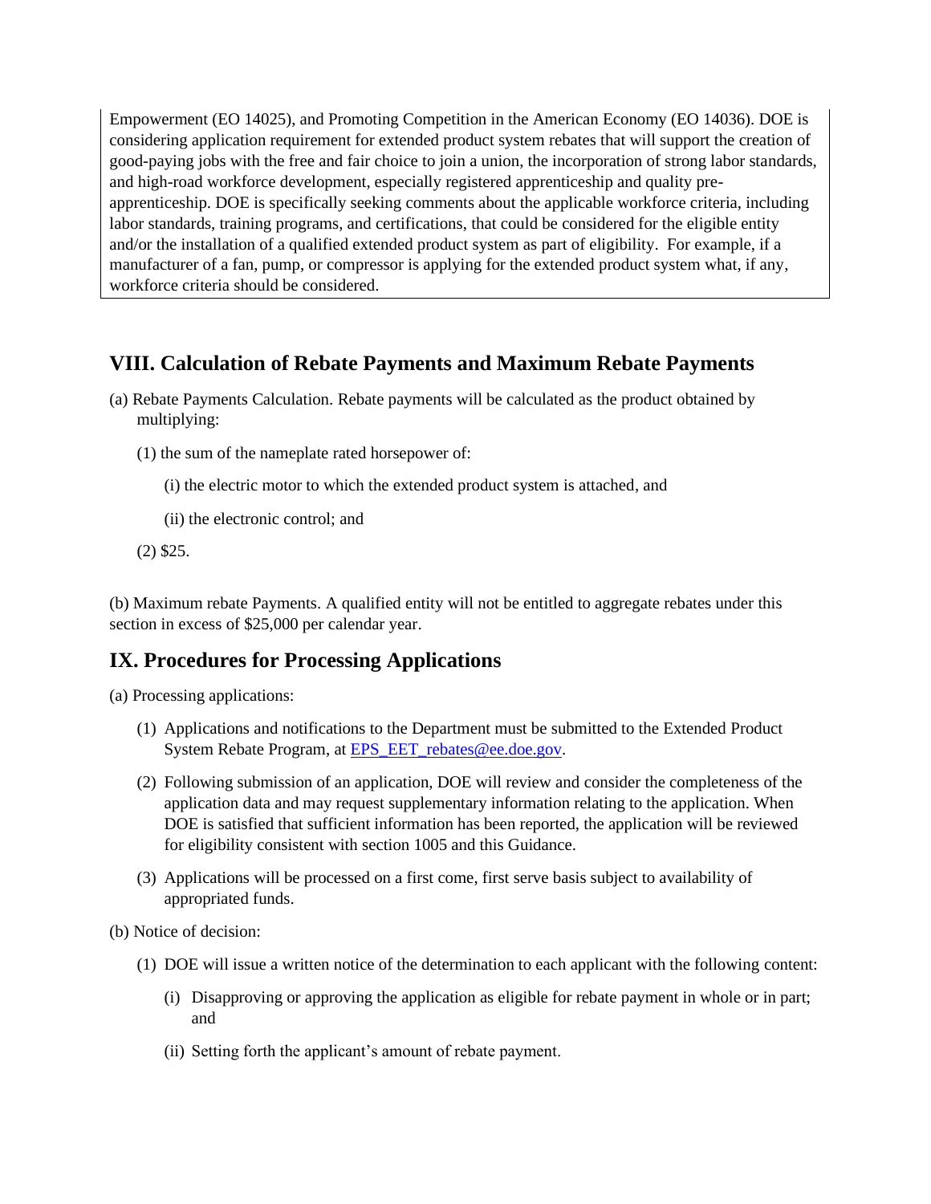Empowerment (EO 14025), and Promoting Competition in the American Economy (EO 14036). DOE is considering application requirement for extended product system rebates that will support the creation of good-paying jobs with the free and fair choice to join a union, the incorporation of strong labor standards, and high-road workforce development, especially registered apprenticeship and quality pre-apprenticeship. DOE is specifically seeking comments about the applicable workforce criteria, including labor standards, training programs, and certifications, that could be considered for the eligible entity and/or the installation of a qualified extended product system as part of eligibility. For example, if a manufacturer of a fan, pump, or compressor is applying for the extended product system what, if any, workforce criteria should be considered.

## VIII. Calculation of Rebate Payments and Maximum Rebate Payments

(a) Rebate Payments Calculation. Rebate payments will be calculated as the product obtained by multiplying:

(1) the sum of the nameplate rated horsepower of:

(i) the electric motor to which the extended product system is attached, and

(ii) the electronic control; and

(2) $25.

(b) Maximum rebate Payments. A qualified entity will not be entitled to aggregate rebates under this section in excess of $25,000 per calendar year.

## IX. Procedures for Processing Applications

(a) Processing applications:

(1) Applications and notifications to the Department must be submitted to the Extended Product System Rebate Program, at EPS_EET_rebates@ee.doe.gov.

(2) Following submission of an application, DOE will review and consider the completeness of the application data and may request supplementary information relating to the application. When DOE is satisfied that sufficient information has been reported, the application will be reviewed for eligibility consistent with section 1005 and this Guidance.

(3) Applications will be processed on a first come, first serve basis subject to availability of appropriated funds.

(b) Notice of decision:

(1) DOE will issue a written notice of the determination to each applicant with the following content:

(i) Disapproving or approving the application as eligible for rebate payment in whole or in part; and

(ii) Setting forth the applicant's amount of rebate payment.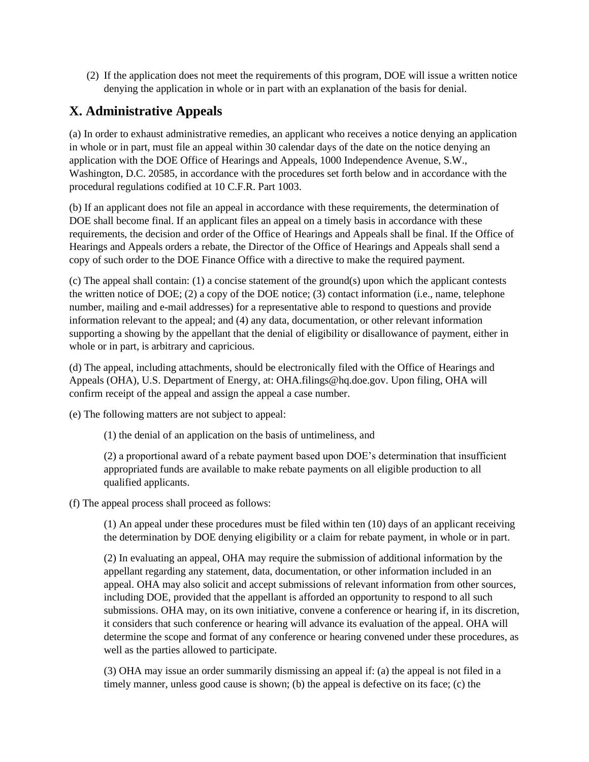(2) If the application does not meet the requirements of this program, DOE will issue a written notice denying the application in whole or in part with an explanation of the basis for denial.

## X. Administrative Appeals

(a) In order to exhaust administrative remedies, an applicant who receives a notice denying an application in whole or in part, must file an appeal within 30 calendar days of the date on the notice denying an application with the DOE Office of Hearings and Appeals, 1000 Independence Avenue, S.W., Washington, D.C. 20585, in accordance with the procedures set forth below and in accordance with the procedural regulations codified at 10 C.F.R. Part 1003.

(b) If an applicant does not file an appeal in accordance with these requirements, the determination of DOE shall become final. If an applicant files an appeal on a timely basis in accordance with these requirements, the decision and order of the Office of Hearings and Appeals shall be final. If the Office of Hearings and Appeals orders a rebate, the Director of the Office of Hearings and Appeals shall send a copy of such order to the DOE Finance Office with a directive to make the required payment.

(c) The appeal shall contain: (1) a concise statement of the ground(s) upon which the applicant contests the written notice of DOE; (2) a copy of the DOE notice; (3) contact information (i.e., name, telephone number, mailing and e-mail addresses) for a representative able to respond to questions and provide information relevant to the appeal; and (4) any data, documentation, or other relevant information supporting a showing by the appellant that the denial of eligibility or disallowance of payment, either in whole or in part, is arbitrary and capricious.

(d) The appeal, including attachments, should be electronically filed with the Office of Hearings and Appeals (OHA), U.S. Department of Energy, at: OHA.filings@hq.doe.gov. Upon filing, OHA will confirm receipt of the appeal and assign the appeal a case number.

(e) The following matters are not subject to appeal:

> (1) the denial of an application on the basis of untimeliness, and
>
> (2) a proportional award of a rebate payment based upon DOE's determination that insufficient appropriated funds are available to make rebate payments on all eligible production to all qualified applicants.

(f) The appeal process shall proceed as follows:

> (1) An appeal under these procedures must be filed within ten (10) days of an applicant receiving the determination by DOE denying eligibility or a claim for rebate payment, in whole or in part.
>
> (2) In evaluating an appeal, OHA may require the submission of additional information by the appellant regarding any statement, data, documentation, or other information included in an appeal. OHA may also solicit and accept submissions of relevant information from other sources, including DOE, provided that the appellant is afforded an opportunity to respond to all such submissions. OHA may, on its own initiative, convene a conference or hearing if, in its discretion, it considers that such conference or hearing will advance its evaluation of the appeal. OHA will determine the scope and format of any conference or hearing convened under these procedures, as well as the parties allowed to participate.
>
> (3) OHA may issue an order summarily dismissing an appeal if: (a) the appeal is not filed in a timely manner, unless good cause is shown; (b) the appeal is defective on its face; (c) the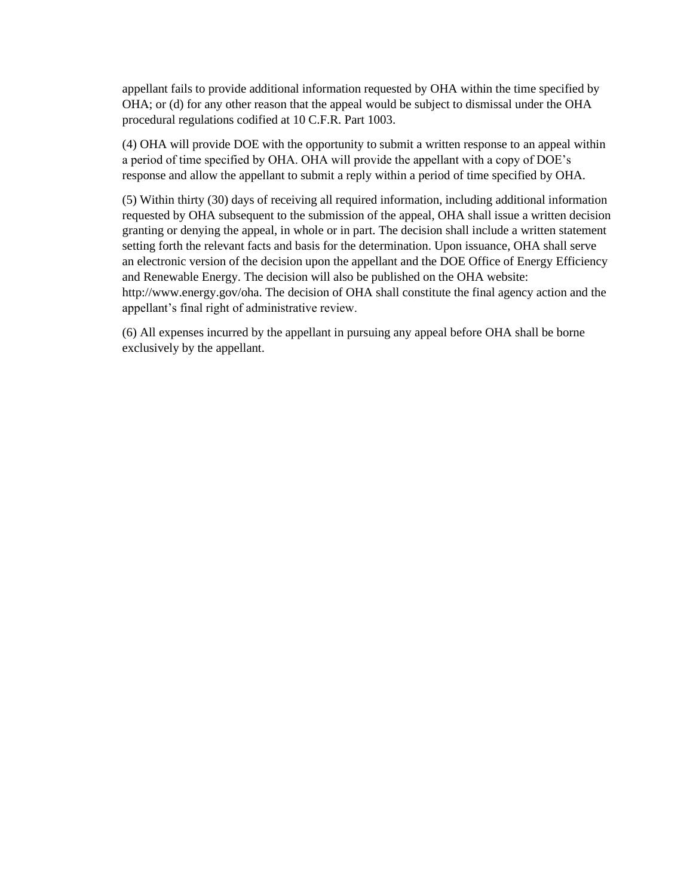appellant fails to provide additional information requested by OHA within the time specified by OHA; or (d) for any other reason that the appeal would be subject to dismissal under the OHA procedural regulations codified at 10 C.F.R. Part 1003.

(4) OHA will provide DOE with the opportunity to submit a written response to an appeal within a period of time specified by OHA. OHA will provide the appellant with a copy of DOE's response and allow the appellant to submit a reply within a period of time specified by OHA.

(5) Within thirty (30) days of receiving all required information, including additional information requested by OHA subsequent to the submission of the appeal, OHA shall issue a written decision granting or denying the appeal, in whole or in part. The decision shall include a written statement setting forth the relevant facts and basis for the determination. Upon issuance, OHA shall serve an electronic version of the decision upon the appellant and the DOE Office of Energy Efficiency and Renewable Energy. The decision will also be published on the OHA website: http://www.energy.gov/oha. The decision of OHA shall constitute the final agency action and the appellant's final right of administrative review.

(6) All expenses incurred by the appellant in pursuing any appeal before OHA shall be borne exclusively by the appellant.